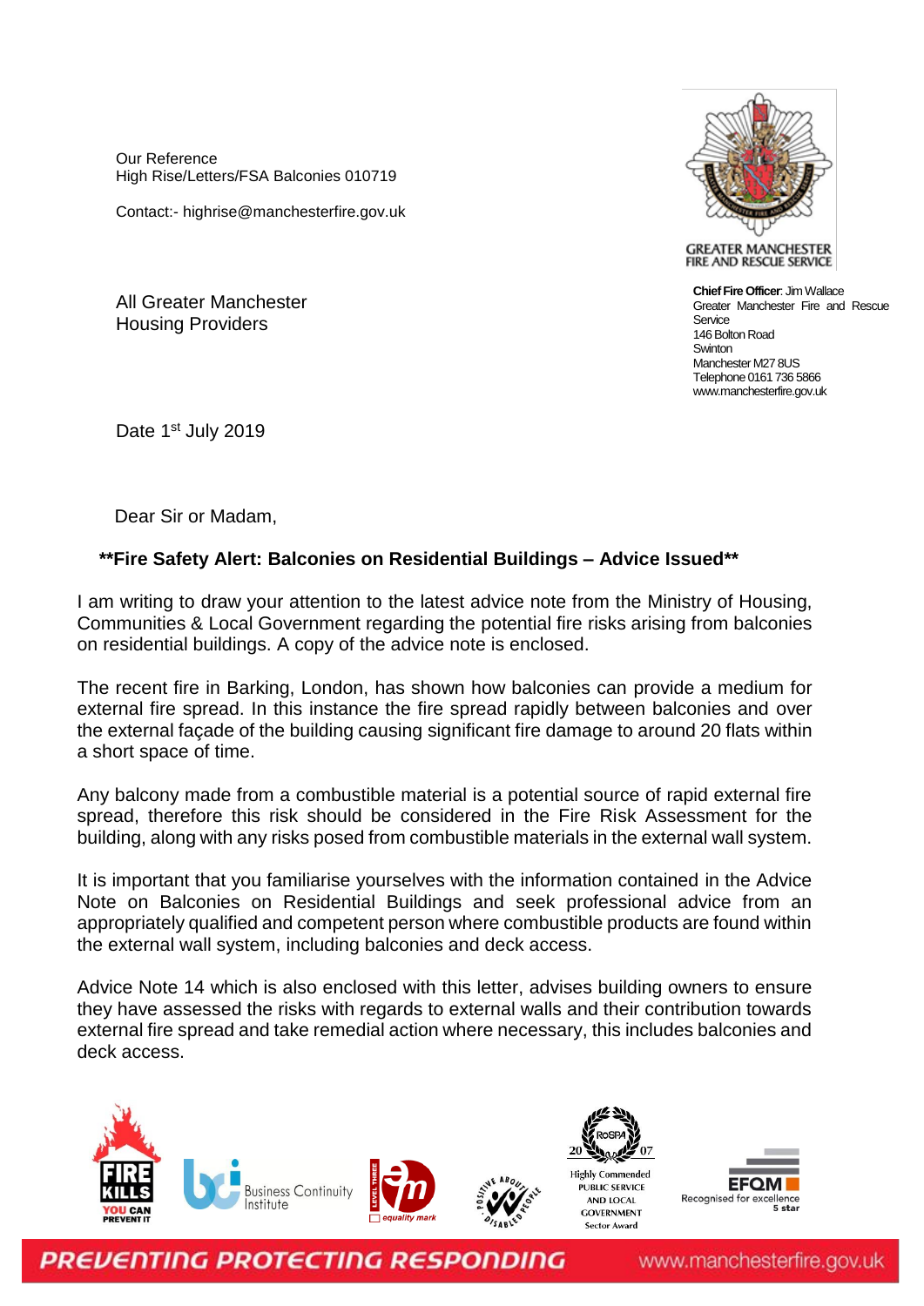Our Reference
High Rise/Letters/FSA Balconies 010719

Contact:- highrise@manchesterfire.gov.uk

GREATER MANCHESTER
FIRE AND RESCUE SERVICE

**Chief Fire Officer**: Jim Wallace
Greater Manchester Fire and Rescue Service
146 Bolton Road
Swinton
Manchester M27 8US
Telephone 0161 736 5866
www.manchesterfire.gov.uk

All Greater Manchester
Housing Providers

Date 1st July 2019

Dear Sir or Madam,

**Fire Safety Alert: Balconies on Residential Buildings – Advice Issued**

I am writing to draw your attention to the latest advice note from the Ministry of Housing, Communities & Local Government regarding the potential fire risks arising from balconies on residential buildings. A copy of the advice note is enclosed.

The recent fire in Barking, London, has shown how balconies can provide a medium for external fire spread. In this instance the fire spread rapidly between balconies and over the external façade of the building causing significant fire damage to around 20 flats within a short space of time.

Any balcony made from a combustible material is a potential source of rapid external fire spread, therefore this risk should be considered in the Fire Risk Assessment for the building, along with any risks posed from combustible materials in the external wall system.

It is important that you familiarise yourselves with the information contained in the Advice Note on Balconies on Residential Buildings and seek professional advice from an appropriately qualified and competent person where combustible products are found within the external wall system, including balconies and deck access.

Advice Note 14 which is also enclosed with this letter, advises building owners to ensure they have assessed the risks with regards to external walls and their contribution towards external fire spread and take remedial action where necessary, this includes balconies and deck access.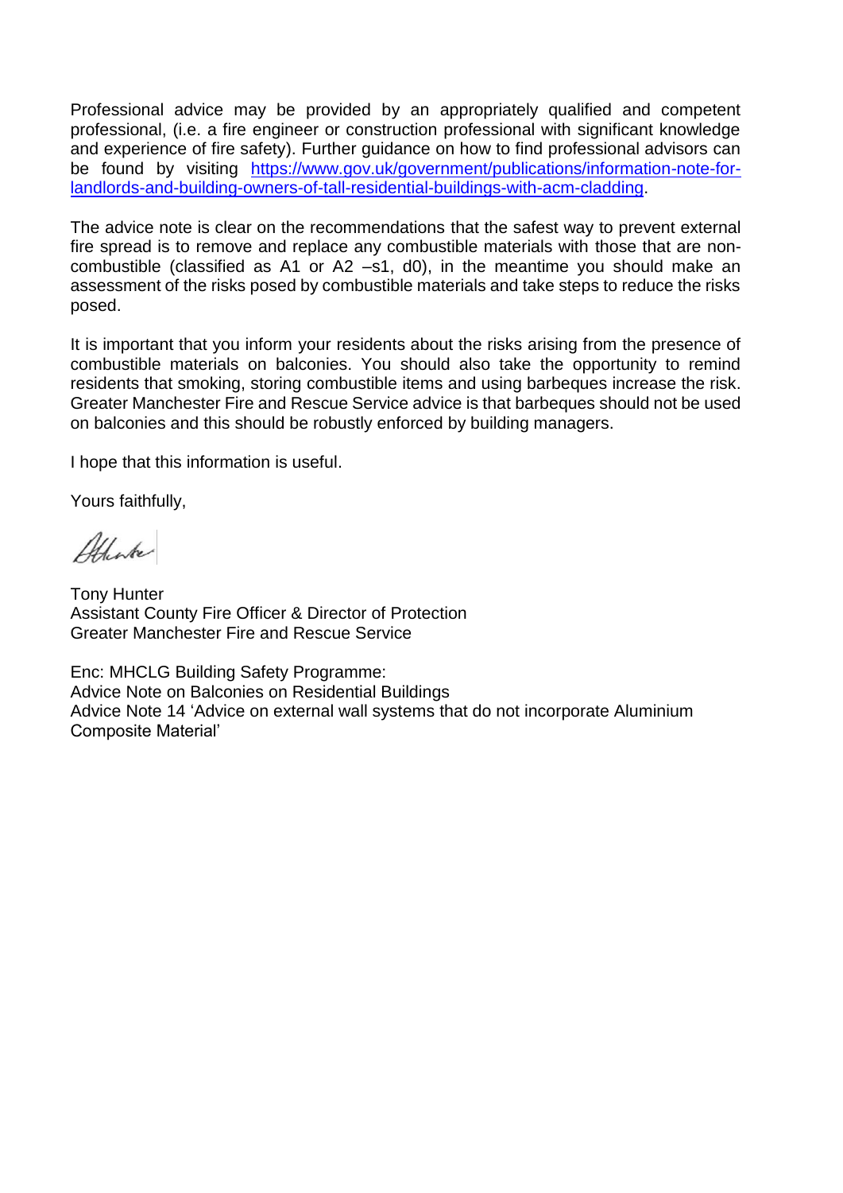Professional advice may be provided by an appropriately qualified and competent professional, (i.e. a fire engineer or construction professional with significant knowledge and experience of fire safety). Further guidance on how to find professional advisors can be found by visiting [https://www.gov.uk/government/publications/information-note-for-landlords-and-building-owners-of-tall-residential-buildings-with-acm-cladding](https://www.gov.uk/government/publications/information-note-for-landlords-and-building-owners-of-tall-residential-buildings-with-acm-cladding).

The advice note is clear on the recommendations that the safest way to prevent external fire spread is to remove and replace any combustible materials with those that are non-combustible (classified as A1 or A2 –s1, d0), in the meantime you should make an assessment of the risks posed by combustible materials and take steps to reduce the risks posed.

It is important that you inform your residents about the risks arising from the presence of combustible materials on balconies. You should also take the opportunity to remind residents that smoking, storing combustible items and using barbeques increase the risk. Greater Manchester Fire and Rescue Service advice is that barbeques should not be used on balconies and this should be robustly enforced by building managers.

I hope that this information is useful.

Yours faithfully,

Tony Hunter
Assistant County Fire Officer & Director of Protection
Greater Manchester Fire and Rescue Service

Enc: MHCLG Building Safety Programme:
Advice Note on Balconies on Residential Buildings
Advice Note 14 'Advice on external wall systems that do not incorporate Aluminium Composite Material'